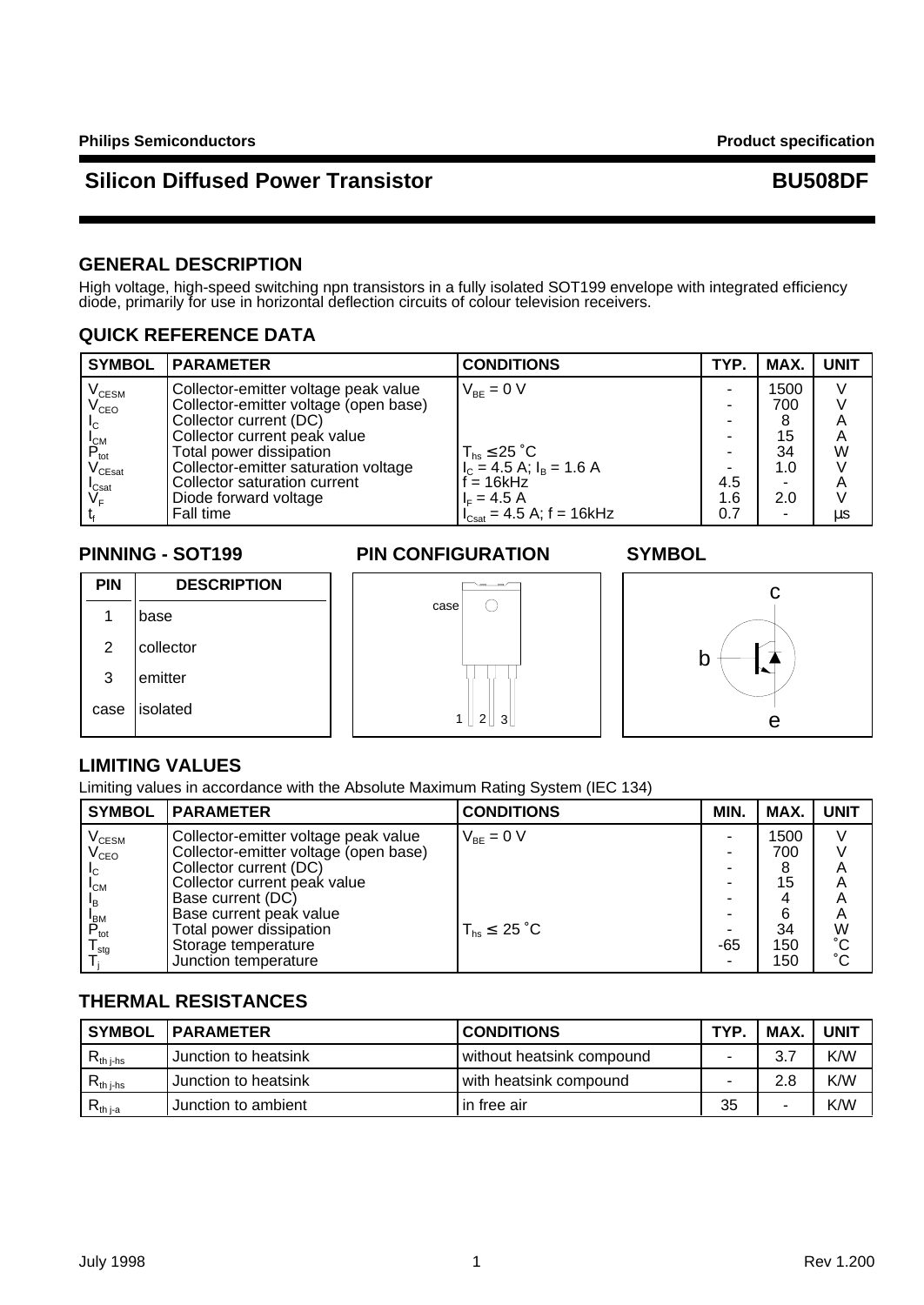Philips Semiconductors | Product specification

# Silicon Diffused Power Transistor — BU508DF

## GENERAL DESCRIPTION

High voltage, high-speed switching npn transistors in a fully isolated SOT199 envelope with integrated efficiency diode, primarily for use in horizontal deflection circuits of colour television receivers.

## QUICK REFERENCE DATA

| SYMBOL | PARAMETER | CONDITIONS | TYP. | MAX. | UNIT |
|---|---|---|---|---|---|
| $V_{CESM}$ | Collector-emitter voltage peak value | $V_{BE}$ = 0 V | - | 1500 | V |
| $V_{CEO}$ | Collector-emitter voltage (open base) | | - | 700 | V |
| $I_C$ | Collector current (DC) | | - | 8 | A |
| $I_{CM}$ | Collector current peak value | | - | 15 | A |
| $P_{tot}$ | Total power dissipation | $T_{hs}$ ≤ 25 ˚C | - | 34 | W |
| $V_{CEsat}$ | Collector-emitter saturation voltage | $I_C$ = 4.5 A; $I_B$ = 1.6 A | - | 1.0 | V |
| $I_{Csat}$ | Collector saturation current | f = 16kHz | 4.5 | - | A |
| $V_F$ | Diode forward voltage | $I_F$ = 4.5 A | 1.6 | 2.0 | V |
| $t_f$ | Fall time | $I_{Csat}$ = 4.5 A; f = 16kHz | 0.7 | - | µs |

## PINNING - SOT199

| PIN | DESCRIPTION |
|---|---|
| 1 | base |
| 2 | collector |
| 3 | emitter |
| case | isolated |

## PIN CONFIGURATION

case

1 2 3

## SYMBOL

c

b

e

## LIMITING VALUES

Limiting values in accordance with the Absolute Maximum Rating System (IEC 134)

| SYMBOL | PARAMETER | CONDITIONS | MIN. | MAX. | UNIT |
|---|---|---|---|---|---|
| $V_{CESM}$ | Collector-emitter voltage peak value | $V_{BE}$ = 0 V | - | 1500 | V |
| $V_{CEO}$ | Collector-emitter voltage (open base) | | - | 700 | V |
| $I_C$ | Collector current (DC) | | - | 8 | A |
| $I_{CM}$ | Collector current peak value | | - | 15 | A |
| $I_B$ | Base current (DC) | | - | 4 | A |
| $I_{BM}$ | Base current peak value | | - | 6 | A |
| $P_{tot}$ | Total power dissipation | $T_{hs}$ ≤ 25 ˚C | - | 34 | W |
| $T_{stg}$ | Storage temperature | | -65 | 150 | ˚C |
| $T_j$ | Junction temperature | | - | 150 | ˚C |

## THERMAL RESISTANCES

| SYMBOL | PARAMETER | CONDITIONS | TYP. | MAX. | UNIT |
|---|---|---|---|---|---|
| $R_{th\,j\text{-}hs}$ | Junction to heatsink | without heatsink compound | - | 3.7 | K/W |
| $R_{th\,j\text{-}hs}$ | Junction to heatsink | with heatsink compound | - | 2.8 | K/W |
| $R_{th\,j\text{-}a}$ | Junction to ambient | in free air | 35 | - | K/W |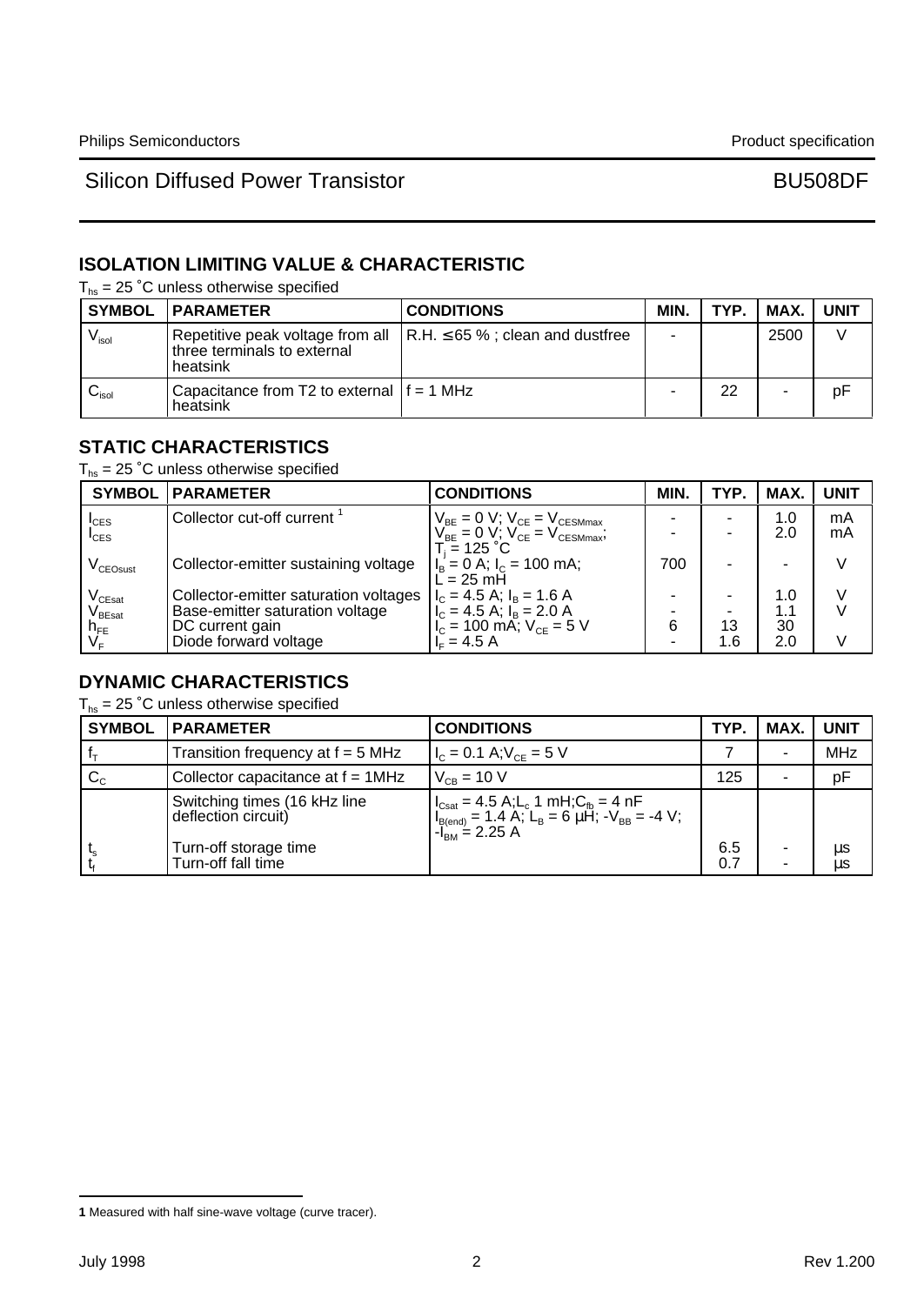## ISOLATION LIMITING VALUE & CHARACTERISTIC

$T_{hs}$ = 25 ˚C unless otherwise specified

| SYMBOL | PARAMETER | CONDITIONS | MIN. | TYP. | MAX. | UNIT |
|---|---|---|---|---|---|---|
| $V_{isol}$ | Repetitive peak voltage from all three terminals to external heatsink | R.H. ≤ 65 % ; clean and dustfree | - | | 2500 | V |
| $C_{isol}$ | Capacitance from T2 to external heatsink | f = 1 MHz | - | 22 | - | pF |

## STATIC CHARACTERISTICS

$T_{hs}$ = 25 ˚C unless otherwise specified

| SYMBOL | PARAMETER | CONDITIONS | MIN. | TYP. | MAX. | UNIT |
|---|---|---|---|---|---|---|
| $I_{CES}$ | Collector cut-off current [1] | $V_{BE}$ = 0 V; $V_{CE}$ = $V_{CESMmax}$ | - | - | 1.0 | mA |
| $I_{CES}$ | | $V_{BE}$ = 0 V; $V_{CE}$ = $V_{CESMmax}$; $T_j$ = 125 ˚C | - | - | 2.0 | mA |
| $V_{CEOsust}$ | Collector-emitter sustaining voltage | $I_B$ = 0 A; $I_C$ = 100 mA; L = 25 mH | 700 | - | - | V |
| $V_{CEsat}$ | Collector-emitter saturation voltages | $I_C$ = 4.5 A; $I_B$ = 1.6 A | - | - | 1.0 | V |
| $V_{BEsat}$ | Base-emitter saturation voltage | $I_C$ = 4.5 A; $I_B$ = 2.0 A | - | - | 1.1 | V |
| $h_{FE}$ | DC current gain | $I_C$ = 100 mA; $V_{CE}$ = 5 V | 6 | 13 | 30 | |
| $V_F$ | Diode forward voltage | $I_F$ = 4.5 A | - | 1.6 | 2.0 | V |

## DYNAMIC CHARACTERISTICS

$T_{hs}$ = 25 ˚C unless otherwise specified

| SYMBOL | PARAMETER | CONDITIONS | TYP. | MAX. | UNIT |
|---|---|---|---|---|---|
| $f_T$ | Transition frequency at f = 5 MHz | $I_C$ = 0.1 A; $V_{CE}$ = 5 V | 7 | - | MHz |
| $C_C$ | Collector capacitance at f = 1MHz | $V_{CB}$ = 10 V | 125 | - | pF |
| | Switching times (16 kHz line deflection circuit) | $I_{Csat}$ = 4.5 A; $L_c$ 1 mH; $C_{fb}$ = 4 nF $I_{B(end)}$ = 1.4 A; $L_B$ = 6 μH; $-V_{BB}$ = -4 V; $-I_{BM}$ = 2.25 A | | | |
| $t_s$ | Turn-off storage time | | 6.5 | - | μs |
| $t_f$ | Turn-off fall time | | 0.7 | - | μs |

**1** Measured with half sine-wave voltage (curve tracer).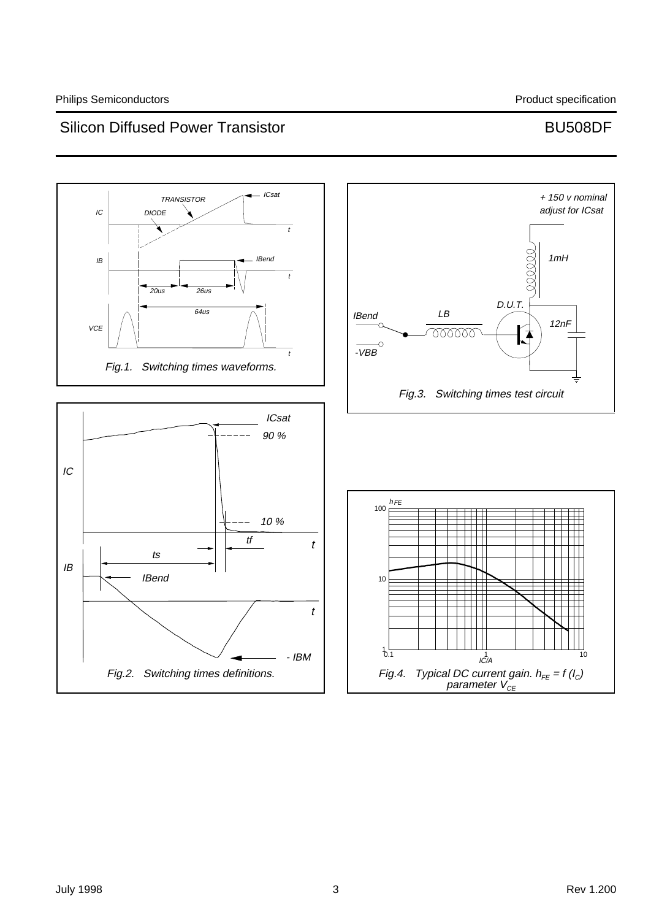Fig.1. Switching times waveforms.

Fig.2. Switching times definitions.

Fig.3. Switching times test circuit

Fig.4. Typical DC current gain. $h_{FE} = f\,(I_C)$ parameter $V_{CE}$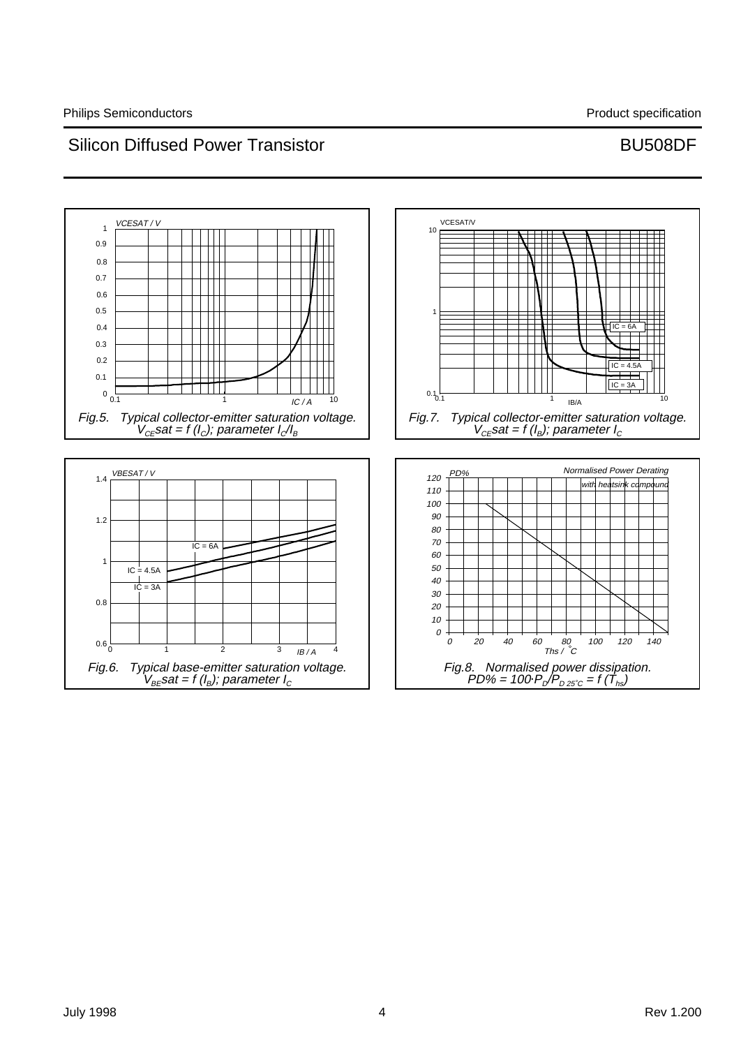Fig.5. Typical collector-emitter saturation voltage. $V_{CE}sat = f(I_C)$; parameter $I_C/I_B$

Fig.7. Typical collector-emitter saturation voltage. $V_{CE}sat = f(I_B)$; parameter $I_C$

Fig.6. Typical base-emitter saturation voltage. $V_{BE}sat = f(I_B)$; parameter $I_C$

Fig.8. Normalised power dissipation. $PD\% = 100 \cdot P_D/P_{D\,25°C} = f(T_{hs})$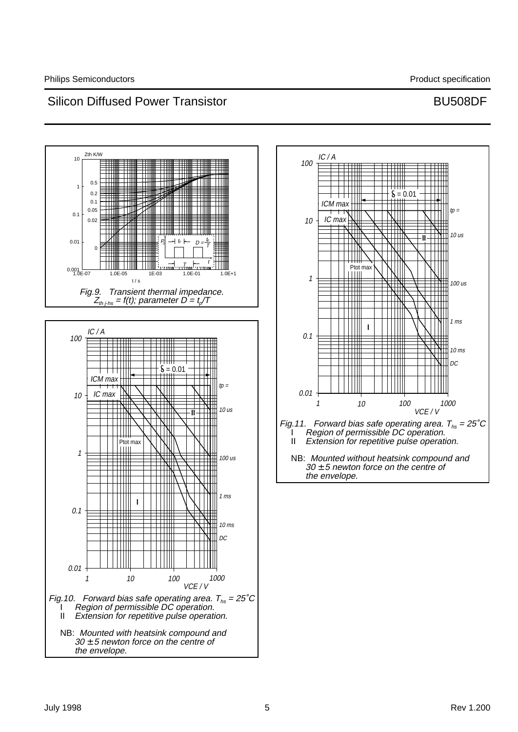Fig.9. Transient thermal impedance. $Z_{th\,j\text{-}hs} = f(t)$; parameter $D = t_p/T$

Fig.10. Forward bias safe operating area. $T_{hs} = 25˚C$
I Region of permissible DC operation.
II Extension for repetitive pulse operation.

NB: *Mounted with heatsink compound and 30 ± 5 newton force on the centre of the envelope.*

Fig.11. Forward bias safe operating area. $T_{hs} = 25˚C$
I Region of permissible DC operation.
II Extension for repetitive pulse operation.

NB: *Mounted without heatsink compound and 30 ± 5 newton force on the centre of the envelope.*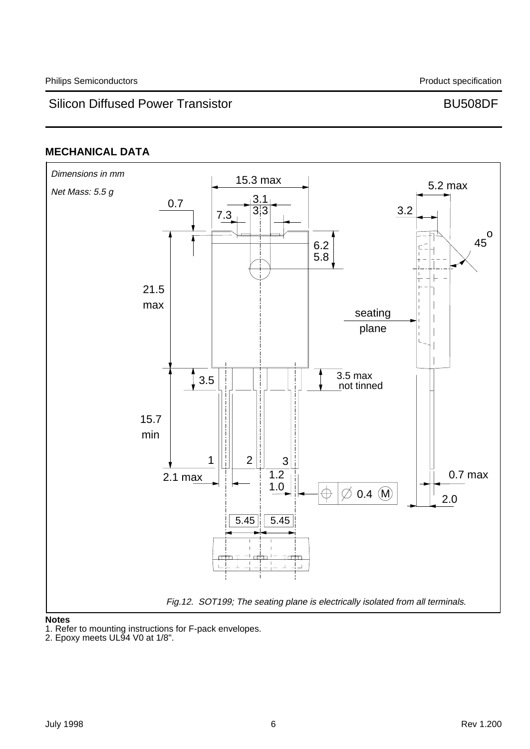## MECHANICAL DATA

*Dimensions in mm*

*Net Mass: 5.5 g*

15.3 max

5.2 max

0.7

3.1
3.3

7.3

3.2

45°

21.5
max

6.2
5.8

seating
plane

3.5

3.5 max
not tinned

15.7
min

1 2 3

2.1 max

1.2
1.0

0.4 M

0.7 max

2.0

5.45 5.45

*Fig.12. SOT199; The seating plane is electrically isolated from all terminals.*

**Notes**

1. Refer to mounting instructions for F-pack envelopes.
2. Epoxy meets UL94 V0 at 1/8".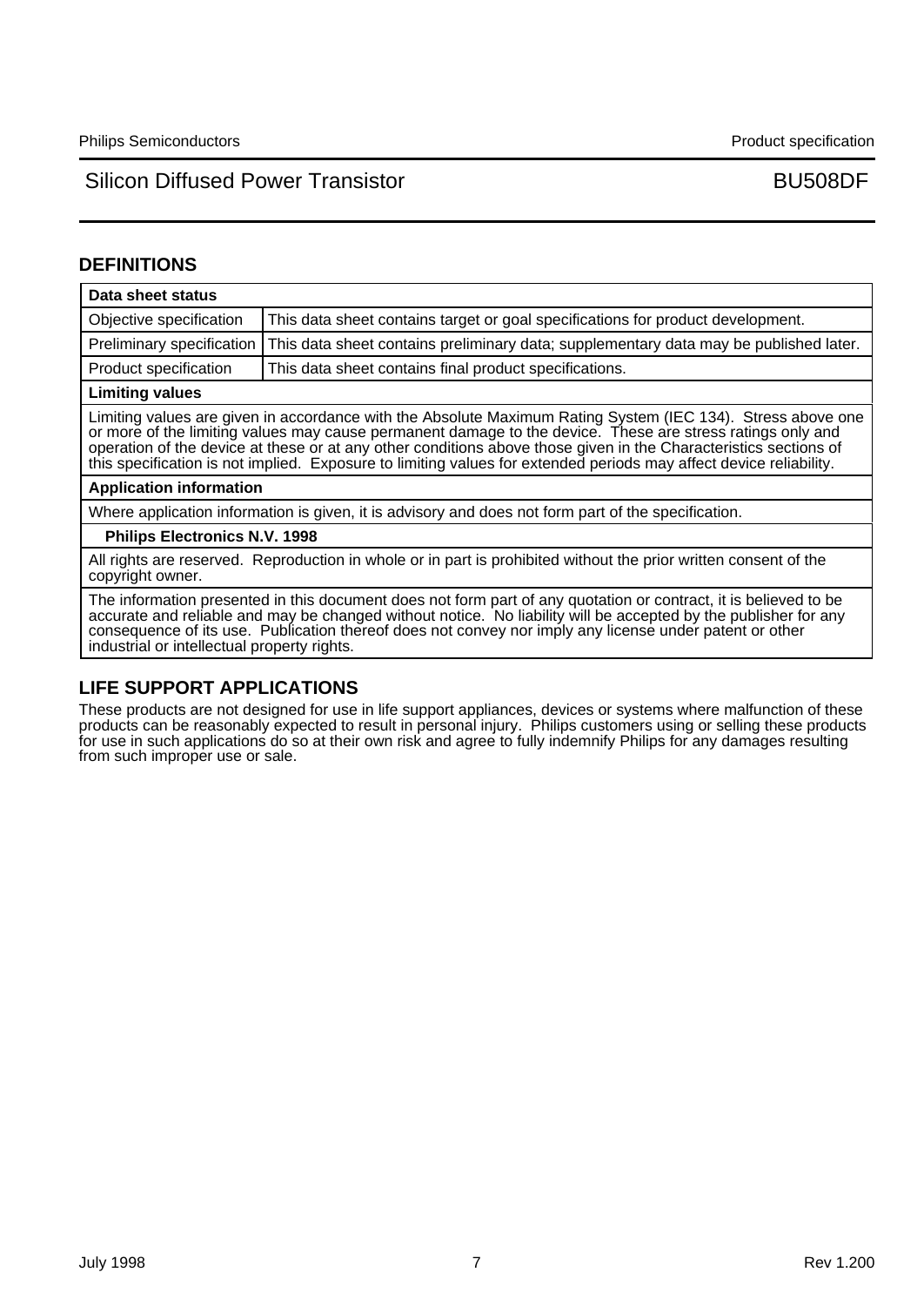## DEFINITIONS

| Data sheet status | |
|---|---|
| Objective specification | This data sheet contains target or goal specifications for product development. |
| Preliminary specification | This data sheet contains preliminary data; supplementary data may be published later. |
| Product specification | This data sheet contains final product specifications. |
| **Limiting values** | |
| Limiting values are given in accordance with the Absolute Maximum Rating System (IEC 134). Stress above one or more of the limiting values may cause permanent damage to the device. These are stress ratings only and operation of the device at these or at any other conditions above those given in the Characteristics sections of this specification is not implied. Exposure to limiting values for extended periods may affect device reliability. | |
| **Application information** | |
| Where application information is given, it is advisory and does not form part of the specification. | |
| **Philips Electronics N.V. 1998** | |
| All rights are reserved. Reproduction in whole or in part is prohibited without the prior written consent of the copyright owner. | |
| The information presented in this document does not form part of any quotation or contract, it is believed to be accurate and reliable and may be changed without notice. No liability will be accepted by the publisher for any consequence of its use. Publication thereof does not convey nor imply any license under patent or other industrial or intellectual property rights. | |

## LIFE SUPPORT APPLICATIONS

These products are not designed for use in life support appliances, devices or systems where malfunction of these products can be reasonably expected to result in personal injury. Philips customers using or selling these products for use in such applications do so at their own risk and agree to fully indemnify Philips for any damages resulting from such improper use or sale.